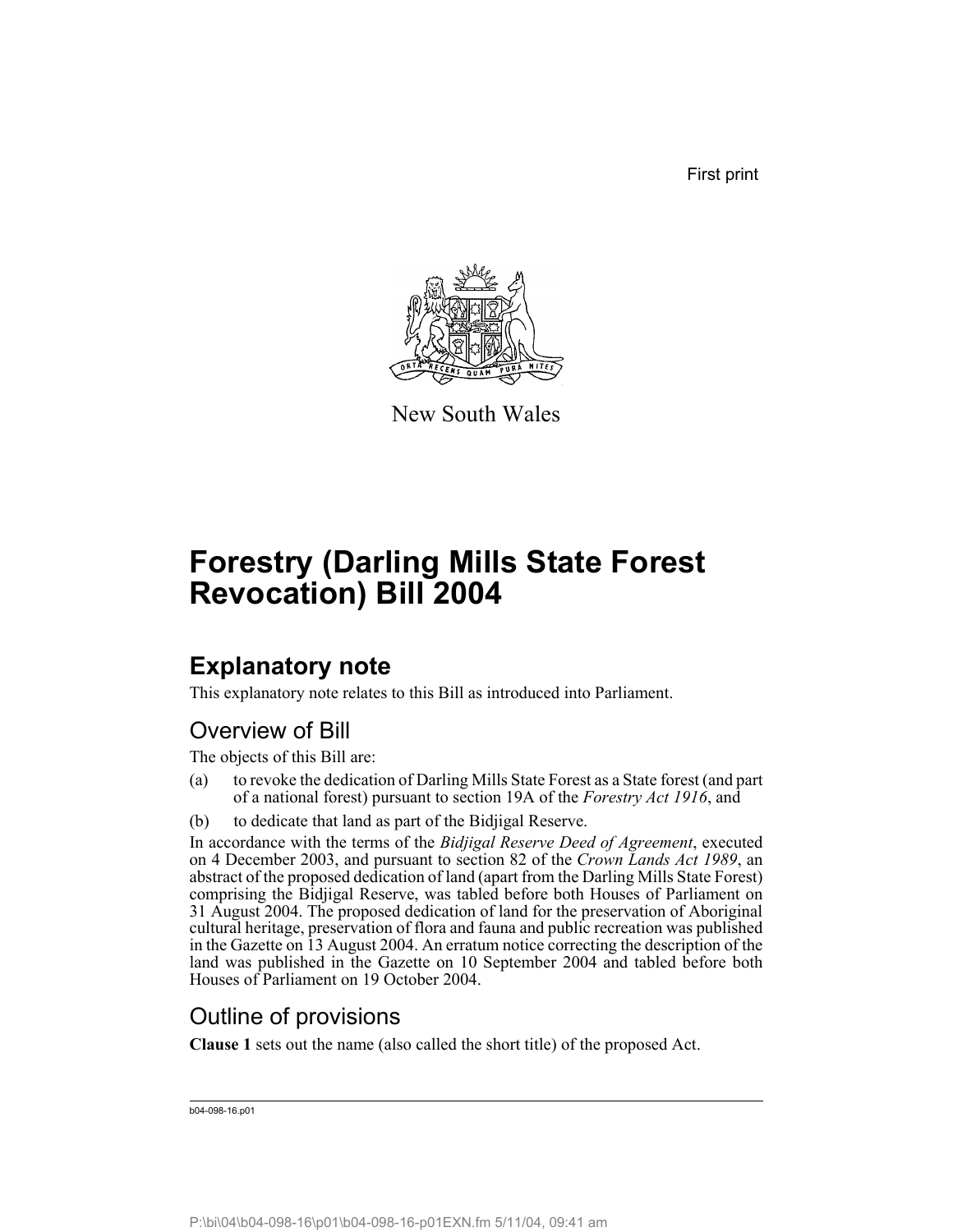First print

New South Wales

# Forestry (Darling Mills State Forest Revocation) Bill 2004

## Explanatory note

This explanatory note relates to this Bill as introduced into Parliament.

### Overview of Bill

The objects of this Bill are:

(a) to revoke the dedication of Darling Mills State Forest as a State forest (and part of a national forest) pursuant to section 19A of the *Forestry Act 1916*, and

(b) to dedicate that land as part of the Bidjigal Reserve.

In accordance with the terms of the *Bidjigal Reserve Deed of Agreement*, executed on 4 December 2003, and pursuant to section 82 of the *Crown Lands Act 1989*, an abstract of the proposed dedication of land (apart from the Darling Mills State Forest) comprising the Bidjigal Reserve, was tabled before both Houses of Parliament on 31 August 2004. The proposed dedication of land for the preservation of Aboriginal cultural heritage, preservation of flora and fauna and public recreation was published in the Gazette on 13 August 2004. An erratum notice correcting the description of the land was published in the Gazette on 10 September 2004 and tabled before both Houses of Parliament on 19 October 2004.

### Outline of provisions

**Clause 1** sets out the name (also called the short title) of the proposed Act.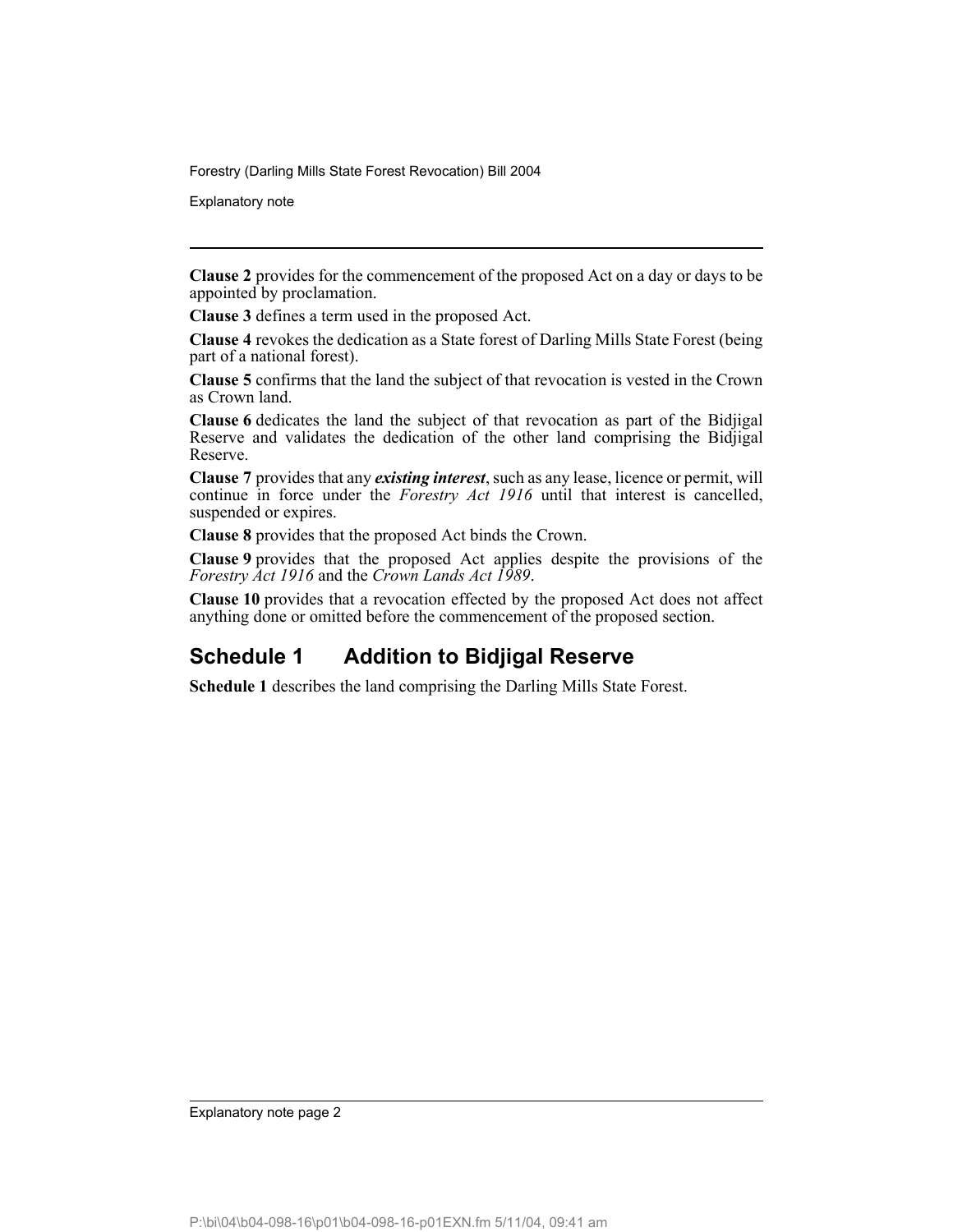**Clause 2** provides for the commencement of the proposed Act on a day or days to be appointed by proclamation.

**Clause 3** defines a term used in the proposed Act.

**Clause 4** revokes the dedication as a State forest of Darling Mills State Forest (being part of a national forest).

**Clause 5** confirms that the land the subject of that revocation is vested in the Crown as Crown land.

**Clause 6** dedicates the land the subject of that revocation as part of the Bidjigal Reserve and validates the dedication of the other land comprising the Bidjigal Reserve.

**Clause 7** provides that any ***existing interest***, such as any lease, licence or permit, will continue in force under the *Forestry Act 1916* until that interest is cancelled, suspended or expires.

**Clause 8** provides that the proposed Act binds the Crown.

**Clause 9** provides that the proposed Act applies despite the provisions of the *Forestry Act 1916* and the *Crown Lands Act 1989*.

**Clause 10** provides that a revocation effected by the proposed Act does not affect anything done or omitted before the commencement of the proposed section.

## Schedule 1 Addition to Bidjigal Reserve

**Schedule 1** describes the land comprising the Darling Mills State Forest.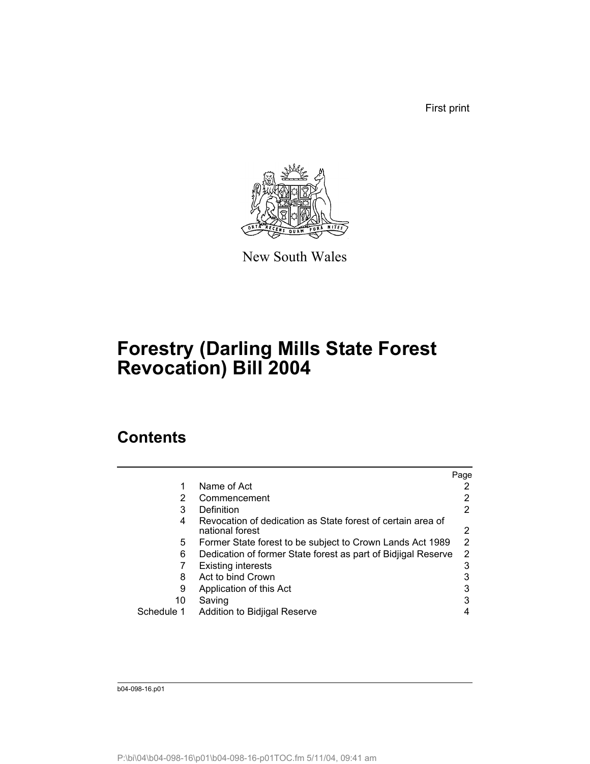First print

New South Wales

# Forestry (Darling Mills State Forest Revocation) Bill 2004

## Contents

| | | Page |
|---|---|---|
| 1 | Name of Act | 2 |
| 2 | Commencement | 2 |
| 3 | Definition | 2 |
| 4 | Revocation of dedication as State forest of certain area of national forest | 2 |
| 5 | Former State forest to be subject to Crown Lands Act 1989 | 2 |
| 6 | Dedication of former State forest as part of Bidjigal Reserve | 2 |
| 7 | Existing interests | 3 |
| 8 | Act to bind Crown | 3 |
| 9 | Application of this Act | 3 |
| 10 | Saving | 3 |
| Schedule 1 | Addition to Bidjigal Reserve | 4 |

b04-098-16.p01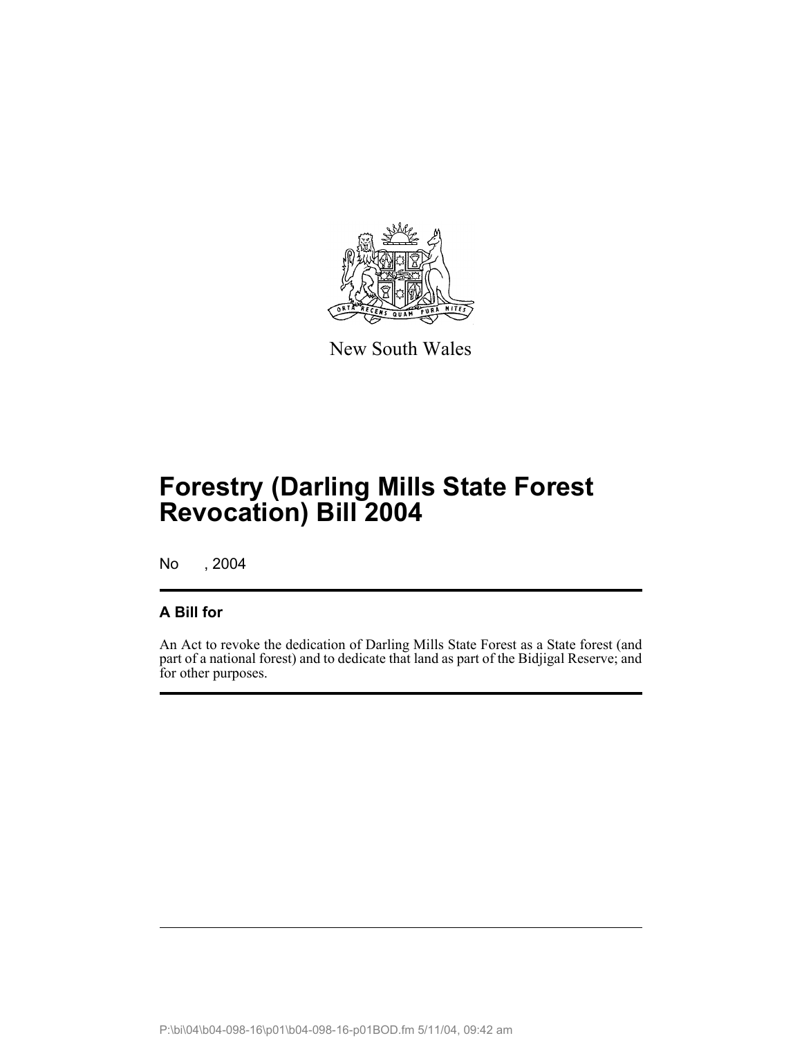New South Wales

# Forestry (Darling Mills State Forest Revocation) Bill 2004

No , 2004

## A Bill for

An Act to revoke the dedication of Darling Mills State Forest as a State forest (and part of a national forest) and to dedicate that land as part of the Bidjigal Reserve; and for other purposes.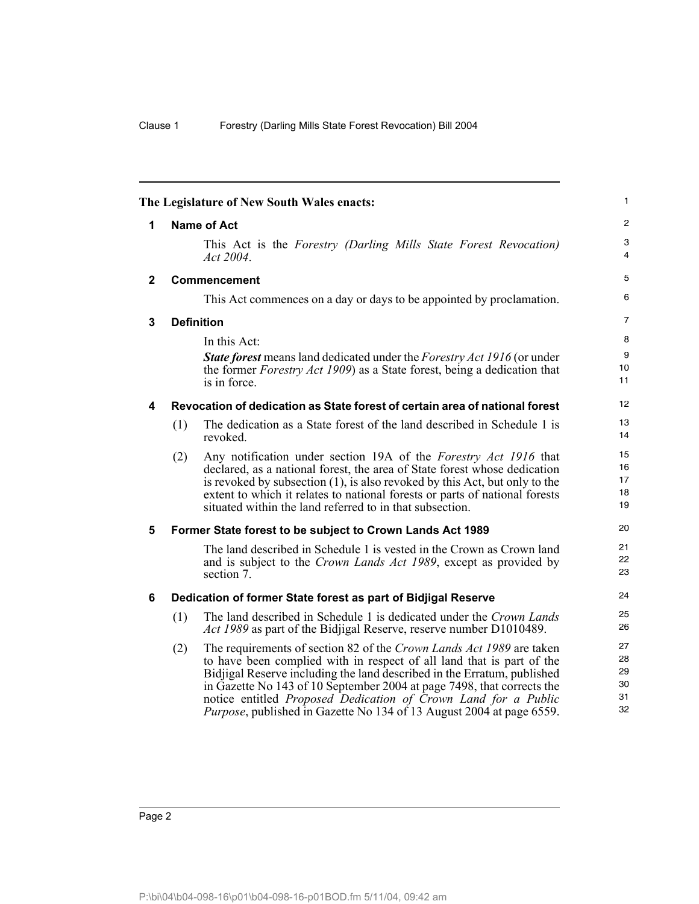**The Legislature of New South Wales enacts:**

## 1 Name of Act

This Act is the *Forestry (Darling Mills State Forest Revocation) Act 2004*.

## 2 Commencement

This Act commences on a day or days to be appointed by proclamation.

## 3 Definition

In this Act:

***State forest*** means land dedicated under the *Forestry Act 1916* (or under the former *Forestry Act 1909*) as a State forest, being a dedication that is in force.

## 4 Revocation of dedication as State forest of certain area of national forest

(1) The dedication as a State forest of the land described in Schedule 1 is revoked.

(2) Any notification under section 19A of the *Forestry Act 1916* that declared, as a national forest, the area of State forest whose dedication is revoked by subsection (1), is also revoked by this Act, but only to the extent to which it relates to national forests or parts of national forests situated within the land referred to in that subsection.

## 5 Former State forest to be subject to Crown Lands Act 1989

The land described in Schedule 1 is vested in the Crown as Crown land and is subject to the *Crown Lands Act 1989*, except as provided by section 7.

## 6 Dedication of former State forest as part of Bidjigal Reserve

(1) The land described in Schedule 1 is dedicated under the *Crown Lands Act 1989* as part of the Bidjigal Reserve, reserve number D1010489.

(2) The requirements of section 82 of the *Crown Lands Act 1989* are taken to have been complied with in respect of all land that is part of the Bidjigal Reserve including the land described in the Erratum, published in Gazette No 143 of 10 September 2004 at page 7498, that corrects the notice entitled *Proposed Dedication of Crown Land for a Public Purpose*, published in Gazette No 134 of 13 August 2004 at page 6559.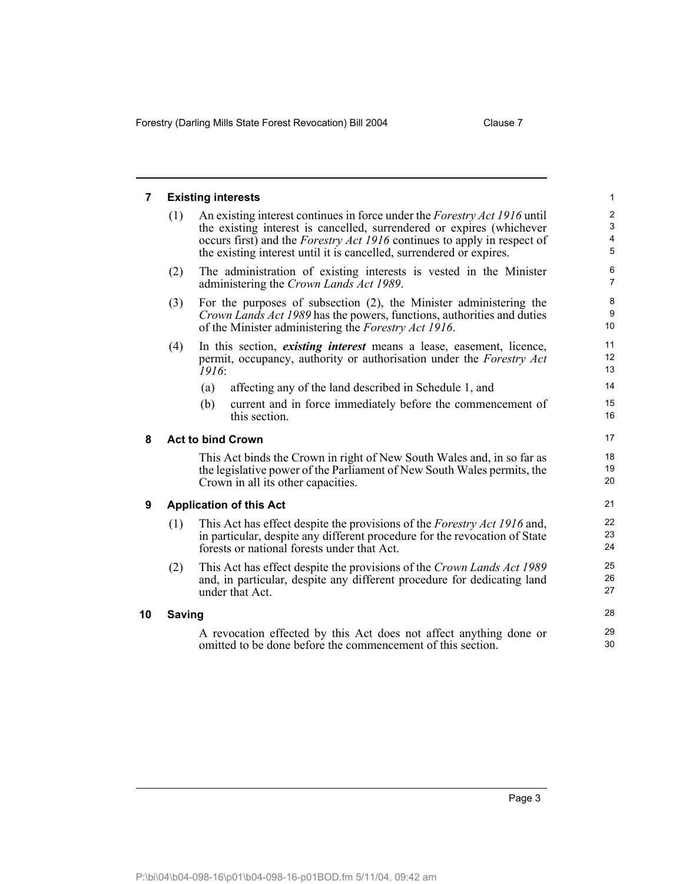## 7 Existing interests

(1) An existing interest continues in force under the *Forestry Act 1916* until the existing interest is cancelled, surrendered or expires (whichever occurs first) and the *Forestry Act 1916* continues to apply in respect of the existing interest until it is cancelled, surrendered or expires.

(2) The administration of existing interests is vested in the Minister administering the *Crown Lands Act 1989*.

(3) For the purposes of subsection (2), the Minister administering the *Crown Lands Act 1989* has the powers, functions, authorities and duties of the Minister administering the *Forestry Act 1916*.

(4) In this section, ***existing interest*** means a lease, easement, licence, permit, occupancy, authority or authorisation under the *Forestry Act 1916*:

(a) affecting any of the land described in Schedule 1, and

(b) current and in force immediately before the commencement of this section.

## 8 Act to bind Crown

This Act binds the Crown in right of New South Wales and, in so far as the legislative power of the Parliament of New South Wales permits, the Crown in all its other capacities.

## 9 Application of this Act

(1) This Act has effect despite the provisions of the *Forestry Act 1916* and, in particular, despite any different procedure for the revocation of State forests or national forests under that Act.

(2) This Act has effect despite the provisions of the *Crown Lands Act 1989* and, in particular, despite any different procedure for dedicating land under that Act.

## 10 Saving

A revocation effected by this Act does not affect anything done or omitted to be done before the commencement of this section.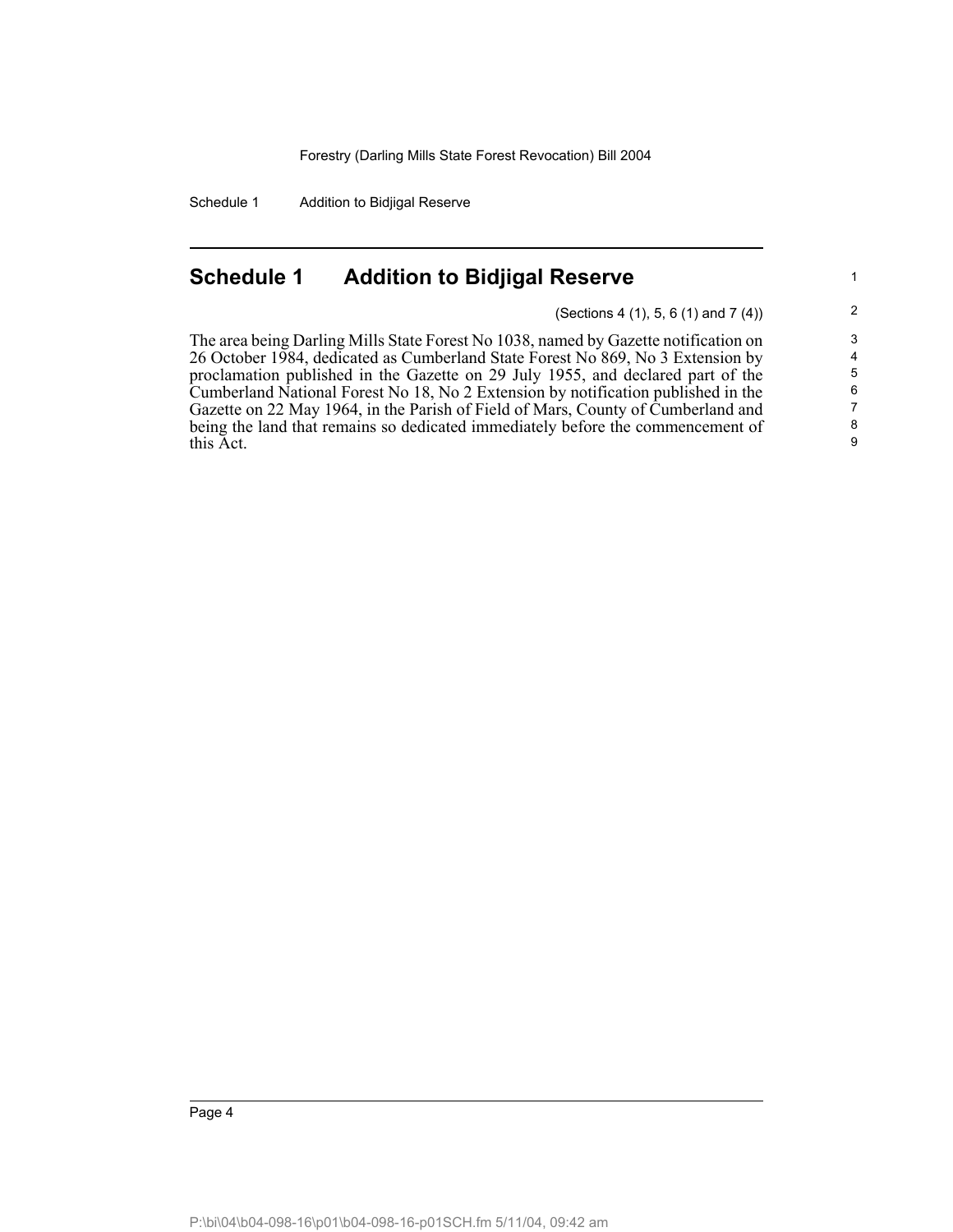# Schedule 1 Addition to Bidjigal Reserve

(Sections 4 (1), 5, 6 (1) and 7 (4))

The area being Darling Mills State Forest No 1038, named by Gazette notification on 26 October 1984, dedicated as Cumberland State Forest No 869, No 3 Extension by proclamation published in the Gazette on 29 July 1955, and declared part of the Cumberland National Forest No 18, No 2 Extension by notification published in the Gazette on 22 May 1964, in the Parish of Field of Mars, County of Cumberland and being the land that remains so dedicated immediately before the commencement of this Act.